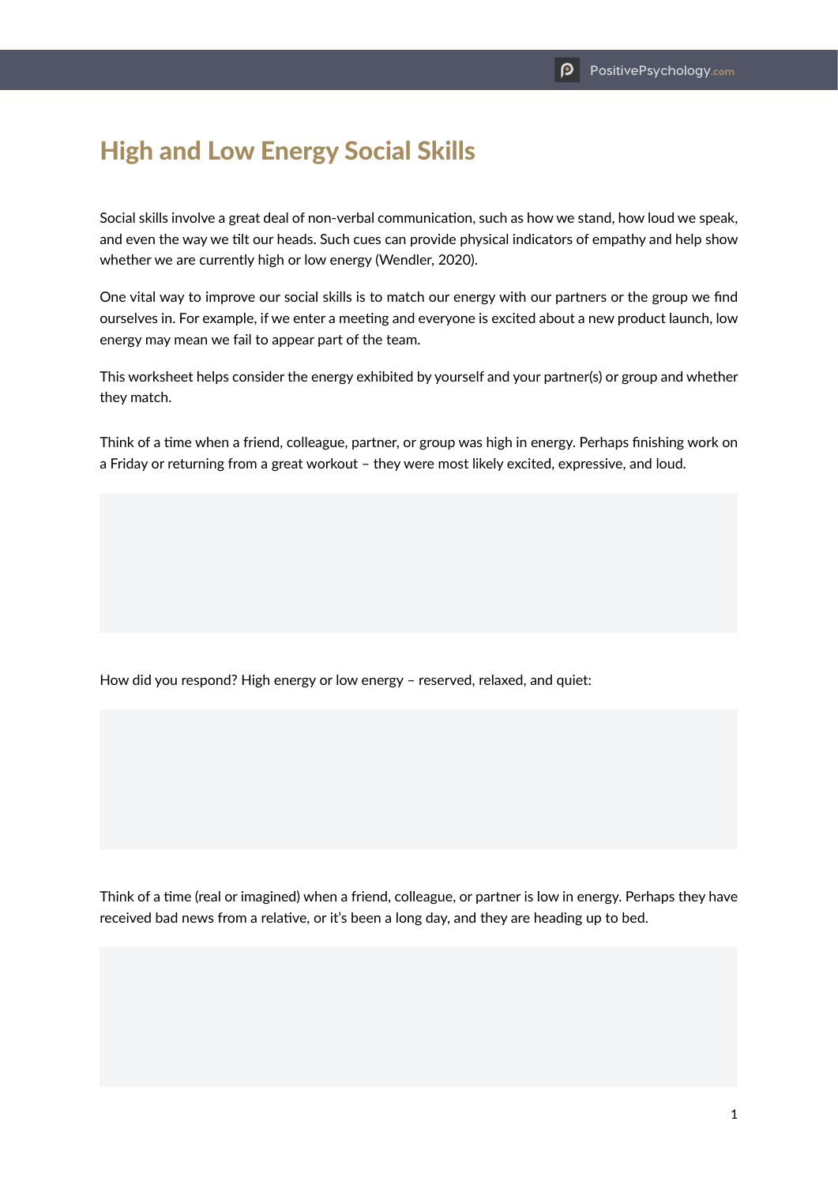# High and Low Energy Social Skills

Social skills involve a great deal of non-verbal communication, such as how we stand, how loud we speak, and even the way we tilt our heads. Such cues can provide physical indicators of empathy and help show whether we are currently high or low energy (Wendler, 2020).

One vital way to improve our social skills is to match our energy with our partners or the group we find ourselves in. For example, if we enter a meeting and everyone is excited about a new product launch, low energy may mean we fail to appear part of the team.

This worksheet helps consider the energy exhibited by yourself and your partner(s) or group and whether they match.

Think of a time when a friend, colleague, partner, or group was high in energy. Perhaps finishing work on a Friday or returning from a great workout – they were most likely excited, expressive, and loud.

How did you respond? High energy or low energy – reserved, relaxed, and quiet:

Think of a time (real or imagined) when a friend, colleague, or partner is low in energy. Perhaps they have received bad news from a relative, or it's been a long day, and they are heading up to bed.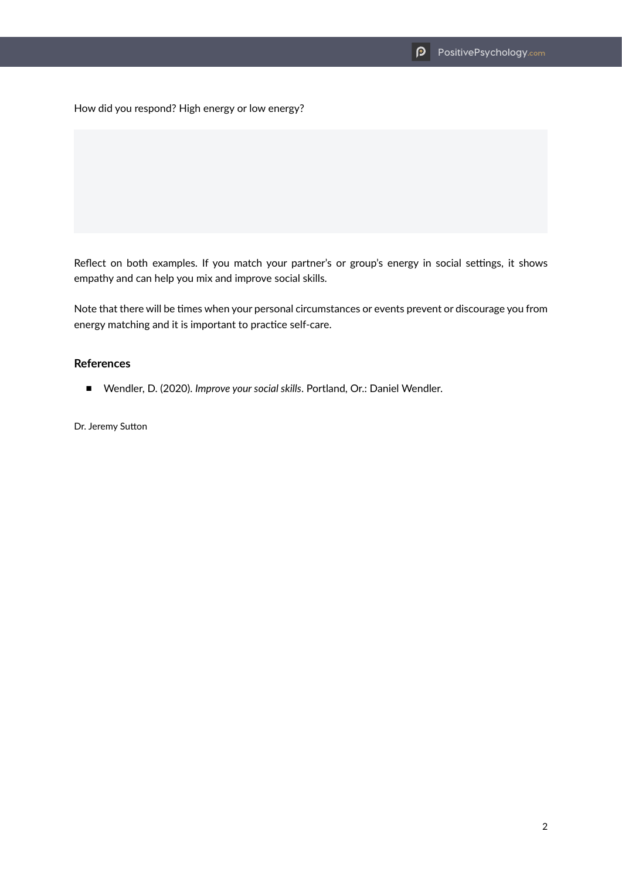How did you respond? High energy or low energy?

Reflect on both examples. If you match your partner's or group's energy in social settings, it shows empathy and can help you mix and improve social skills.

Note that there will be times when your personal circumstances or events prevent or discourage you from energy matching and it is important to practice self-care.

### References

- Wendler, D. (2020). *Improve your social skills*. Portland, Or.: Daniel Wendler.

Dr. Jeremy Sutton